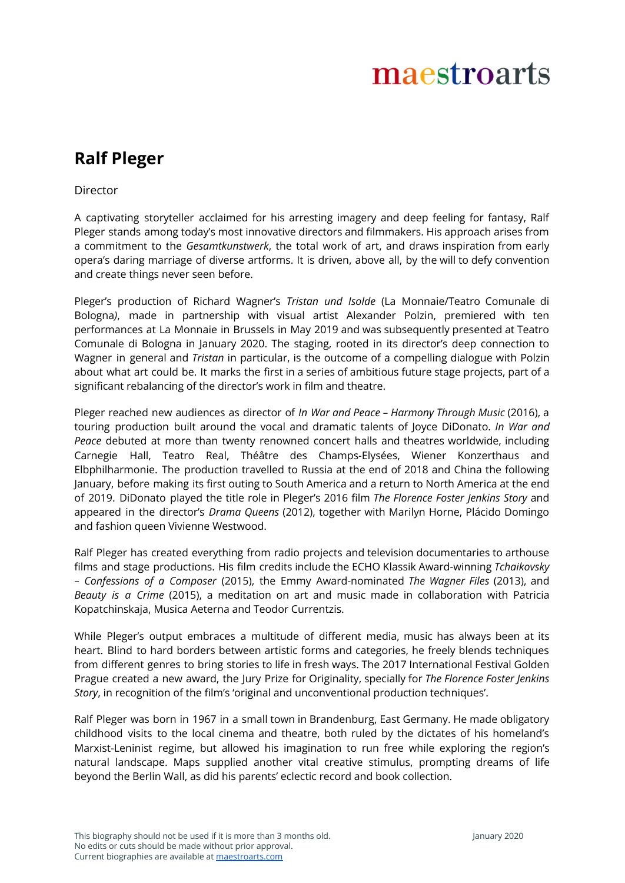maestroarts

# Ralf Pleger

Director

A captivating storyteller acclaimed for his arresting imagery and deep feeling for fantasy, Ralf Pleger stands among today's most innovative directors and filmmakers. His approach arises from a commitment to the *Gesamtkunstwerk*, the total work of art, and draws inspiration from early opera's daring marriage of diverse artforms. It is driven, above all, by the will to defy convention and create things never seen before.

Pleger's production of Richard Wagner's *Tristan und Isolde* (La Monnaie/Teatro Comunale di Bologna*)*, made in partnership with visual artist Alexander Polzin, premiered with ten performances at La Monnaie in Brussels in May 2019 and was subsequently presented at Teatro Comunale di Bologna in January 2020. The staging, rooted in its director's deep connection to Wagner in general and *Tristan* in particular, is the outcome of a compelling dialogue with Polzin about what art could be. It marks the first in a series of ambitious future stage projects, part of a significant rebalancing of the director's work in film and theatre.

Pleger reached new audiences as director of *In War and Peace – Harmony Through Music* (2016), a touring production built around the vocal and dramatic talents of Joyce DiDonato. *In War and Peace* debuted at more than twenty renowned concert halls and theatres worldwide, including Carnegie Hall, Teatro Real, Théâtre des Champs-Elysées, Wiener Konzerthaus and Elbphilharmonie. The production travelled to Russia at the end of 2018 and China the following January, before making its first outing to South America and a return to North America at the end of 2019. DiDonato played the title role in Pleger's 2016 film *The Florence Foster Jenkins Story* and appeared in the director's *Drama Queens* (2012), together with Marilyn Horne, Plácido Domingo and fashion queen Vivienne Westwood.

Ralf Pleger has created everything from radio projects and television documentaries to arthouse films and stage productions. His film credits include the ECHO Klassik Award-winning *Tchaikovsky – Confessions of a Composer* (2015), the Emmy Award-nominated *The Wagner Files* (2013), and *Beauty is a Crime* (2015), a meditation on art and music made in collaboration with Patricia Kopatchinskaja, Musica Aeterna and Teodor Currentzis.

While Pleger's output embraces a multitude of different media, music has always been at its heart. Blind to hard borders between artistic forms and categories, he freely blends techniques from different genres to bring stories to life in fresh ways. The 2017 International Festival Golden Prague created a new award, the Jury Prize for Originality, specially for *The Florence Foster Jenkins Story*, in recognition of the film's 'original and unconventional production techniques'.

Ralf Pleger was born in 1967 in a small town in Brandenburg, East Germany. He made obligatory childhood visits to the local cinema and theatre, both ruled by the dictates of his homeland's Marxist-Leninist regime, but allowed his imagination to run free while exploring the region's natural landscape. Maps supplied another vital creative stimulus, prompting dreams of life beyond the Berlin Wall, as did his parents' eclectic record and book collection.

This biography should not be used if it is more than 3 months old.
No edits or cuts should be made without prior approval.
Current biographies are available at [maestroarts.com](maestroarts.com)

January 2020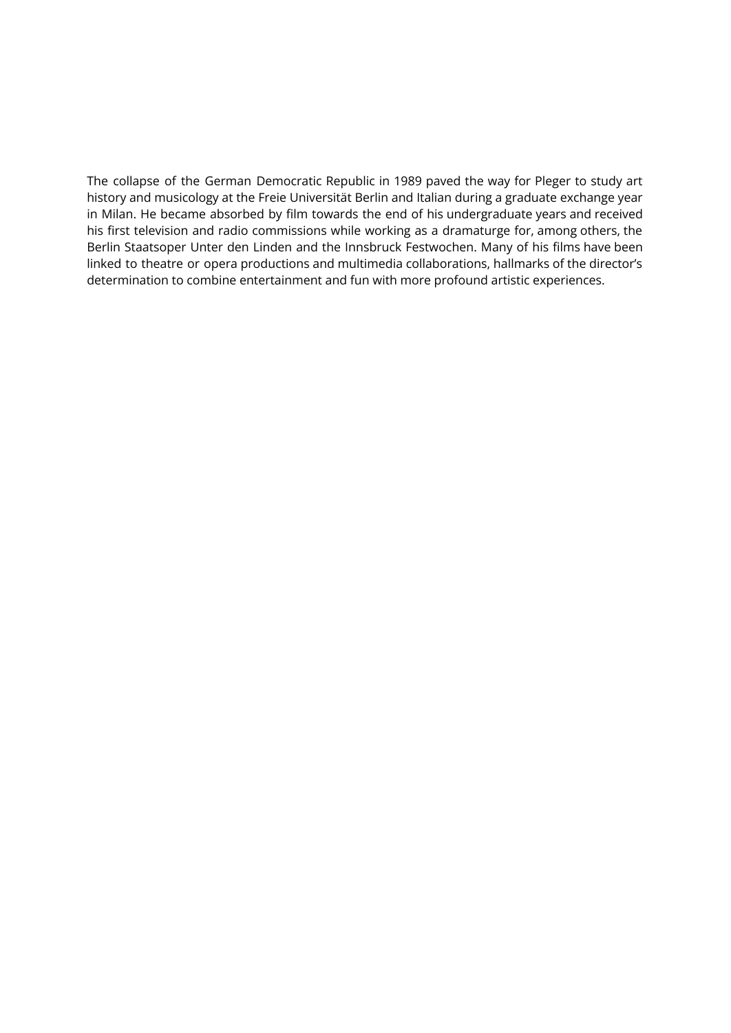The collapse of the German Democratic Republic in 1989 paved the way for Pleger to study art history and musicology at the Freie Universität Berlin and Italian during a graduate exchange year in Milan. He became absorbed by film towards the end of his undergraduate years and received his first television and radio commissions while working as a dramaturge for, among others, the Berlin Staatsoper Unter den Linden and the Innsbruck Festwochen. Many of his films have been linked to theatre or opera productions and multimedia collaborations, hallmarks of the director's determination to combine entertainment and fun with more profound artistic experiences.